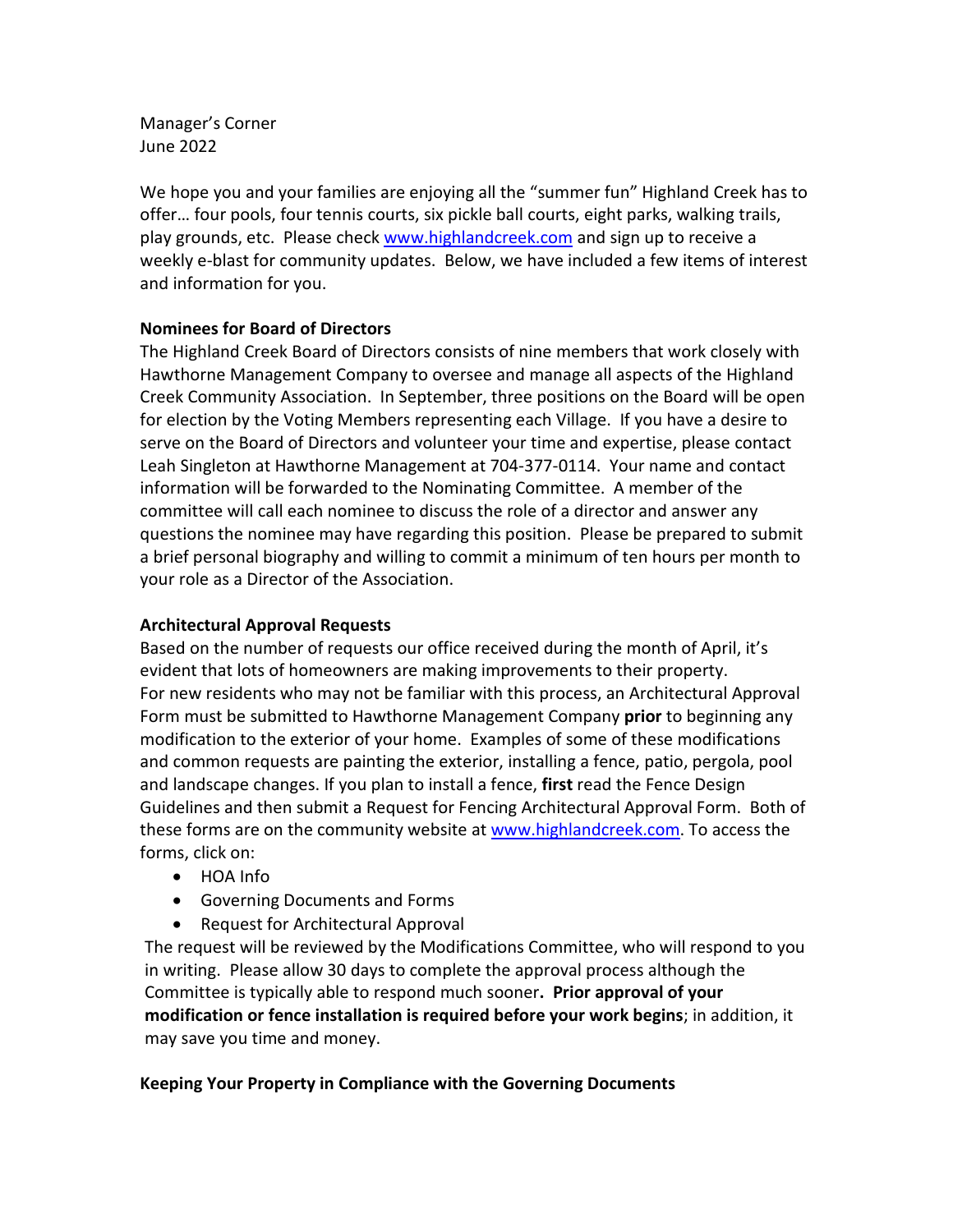Manager's Corner
June 2022

We hope you and your families are enjoying all the "summer fun" Highland Creek has to offer… four pools, four tennis courts, six pickle ball courts, eight parks, walking trails, play grounds, etc. Please check [www.highlandcreek.com](http://www.highlandcreek.com) and sign up to receive a weekly e-blast for community updates. Below, we have included a few items of interest and information for you.

**Nominees for Board of Directors**

The Highland Creek Board of Directors consists of nine members that work closely with Hawthorne Management Company to oversee and manage all aspects of the Highland Creek Community Association. In September, three positions on the Board will be open for election by the Voting Members representing each Village. If you have a desire to serve on the Board of Directors and volunteer your time and expertise, please contact Leah Singleton at Hawthorne Management at 704-377-0114. Your name and contact information will be forwarded to the Nominating Committee. A member of the committee will call each nominee to discuss the role of a director and answer any questions the nominee may have regarding this position. Please be prepared to submit a brief personal biography and willing to commit a minimum of ten hours per month to your role as a Director of the Association.

**Architectural Approval Requests**

Based on the number of requests our office received during the month of April, it's evident that lots of homeowners are making improvements to their property. For new residents who may not be familiar with this process, an Architectural Approval Form must be submitted to Hawthorne Management Company **prior** to beginning any modification to the exterior of your home. Examples of some of these modifications and common requests are painting the exterior, installing a fence, patio, pergola, pool and landscape changes. If you plan to install a fence, **first** read the Fence Design Guidelines and then submit a Request for Fencing Architectural Approval Form. Both of these forms are on the community website at [www.highlandcreek.com](http://www.highlandcreek.com). To access the forms, click on:

- HOA Info
- Governing Documents and Forms
- Request for Architectural Approval

The request will be reviewed by the Modifications Committee, who will respond to you in writing. Please allow 30 days to complete the approval process although the Committee is typically able to respond much sooner**. Prior approval of your modification or fence installation is required before your work begins**; in addition, it may save you time and money.

**Keeping Your Property in Compliance with the Governing Documents**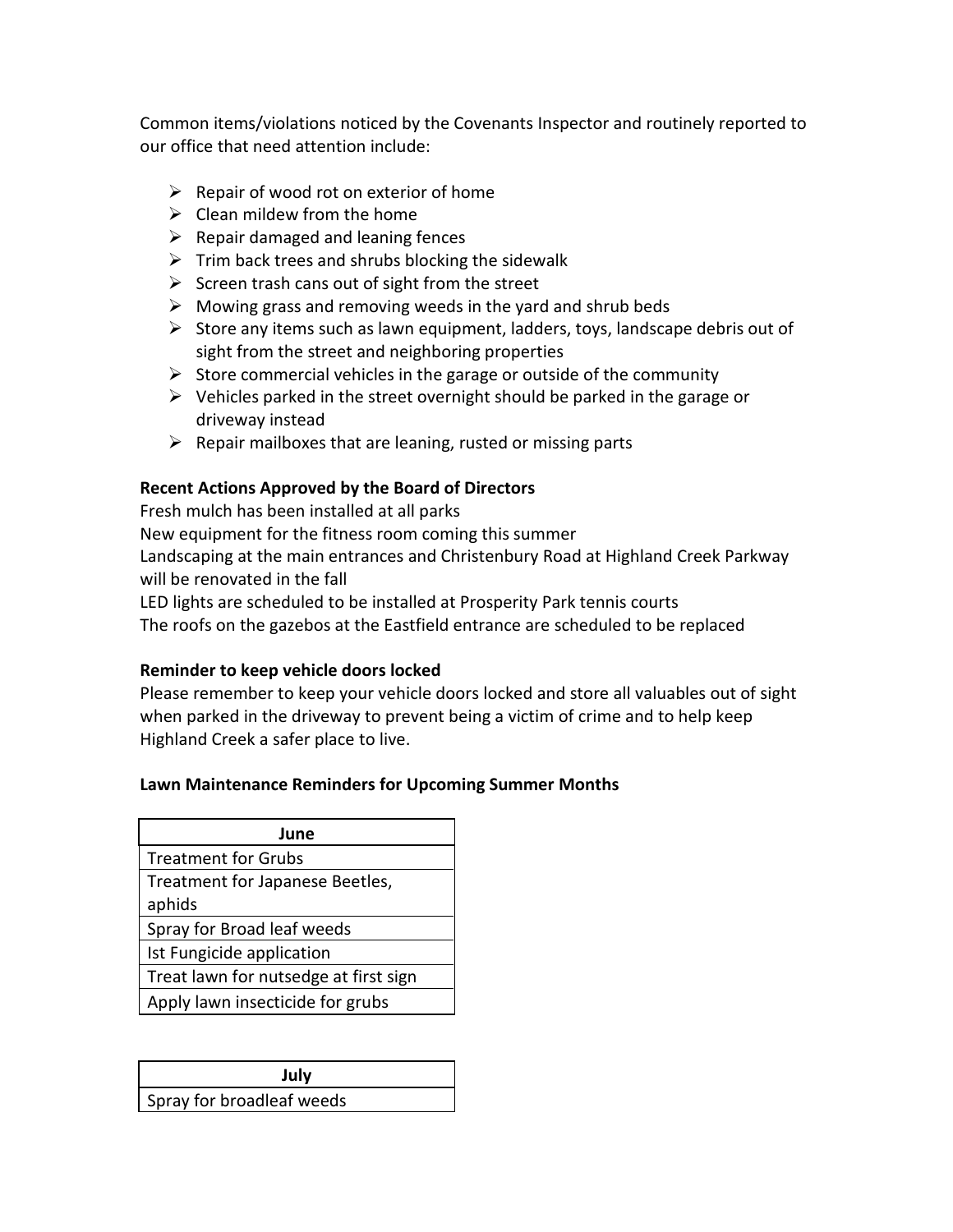Common items/violations noticed by the Covenants Inspector and routinely reported to our office that need attention include:

- Repair of wood rot on exterior of home
- Clean mildew from the home
- Repair damaged and leaning fences
- Trim back trees and shrubs blocking the sidewalk
- Screen trash cans out of sight from the street
- Mowing grass and removing weeds in the yard and shrub beds
- Store any items such as lawn equipment, ladders, toys, landscape debris out of sight from the street and neighboring properties
- Store commercial vehicles in the garage or outside of the community
- Vehicles parked in the street overnight should be parked in the garage or driveway instead
- Repair mailboxes that are leaning, rusted or missing parts

**Recent Actions Approved by the Board of Directors**

Fresh mulch has been installed at all parks
New equipment for the fitness room coming this summer
Landscaping at the main entrances and Christenbury Road at Highland Creek Parkway will be renovated in the fall
LED lights are scheduled to be installed at Prosperity Park tennis courts
The roofs on the gazebos at the Eastfield entrance are scheduled to be replaced

**Reminder to keep vehicle doors locked**

Please remember to keep your vehicle doors locked and store all valuables out of sight when parked in the driveway to prevent being a victim of crime and to help keep Highland Creek a safer place to live.

**Lawn Maintenance Reminders for Upcoming Summer Months**

| June |
| --- |
| Treatment for Grubs |
| Treatment for Japanese Beetles, aphids |
| Spray for Broad leaf weeds |
| Ist Fungicide application |
| Treat lawn for nutsedge at first sign |
| Apply lawn insecticide for grubs |

| July |
| --- |
| Spray for broadleaf weeds |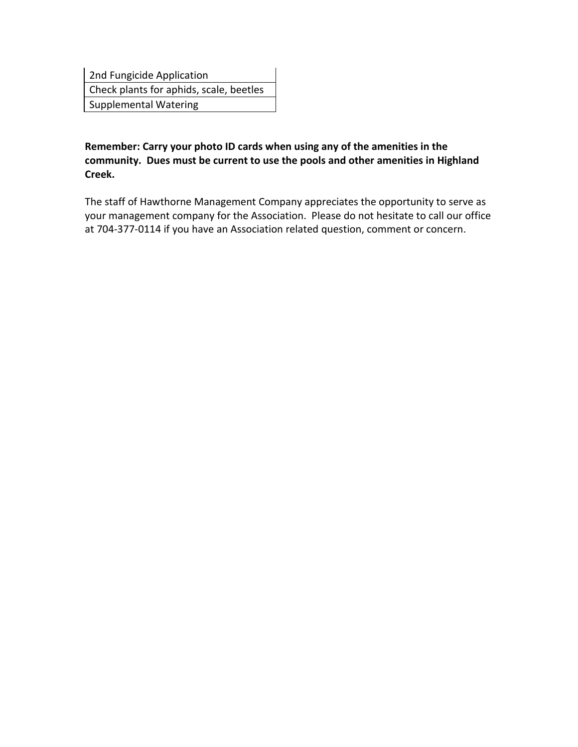| |
|---|
| 2nd Fungicide Application |
| Check plants for aphids, scale, beetles |
| Supplemental Watering |

**Remember: Carry your photo ID cards when using any of the amenities in the community.  Dues must be current to use the pools and other amenities in Highland Creek.**

The staff of Hawthorne Management Company appreciates the opportunity to serve as your management company for the Association.  Please do not hesitate to call our office at 704-377-0114 if you have an Association related question, comment or concern.